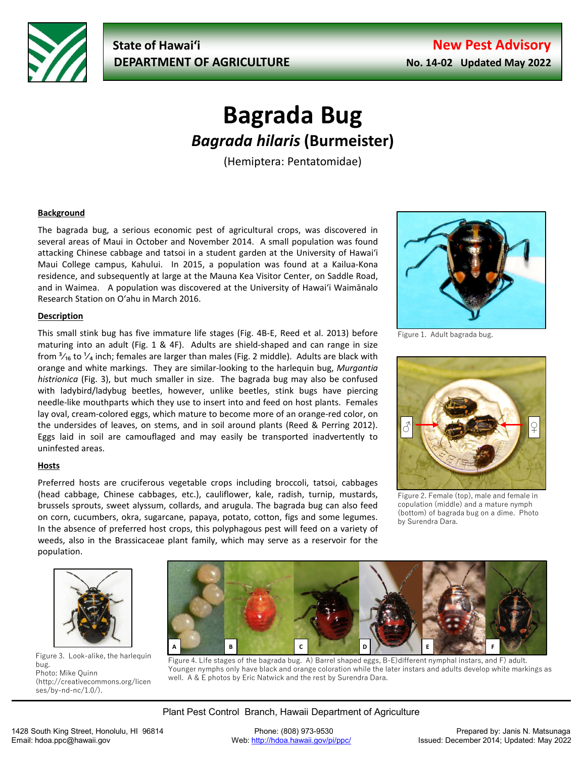State of Hawaiʻi
DEPARTMENT OF AGRICULTURE

**New Pest Advisory**
**No. 14-02 Updated May 2022**

# Bagrada Bug

## *Bagrada hilaris* (Burmeister)

(Hemiptera: Pentatomidae)

### Background

The bagrada bug, a serious economic pest of agricultural crops, was discovered in several areas of Maui in October and November 2014. A small population was found attacking Chinese cabbage and tatsoi in a student garden at the University of Hawaiʻi Maui College campus, Kahului. In 2015, a population was found at a Kailua-Kona residence, and subsequently at large at the Mauna Kea Visitor Center, on Saddle Road, and in Waimea. A population was discovered at the University of Hawaiʻi Waimānalo Research Station on Oʻahu in March 2016.

### Description

This small stink bug has five immature life stages (Fig. 4B-E, Reed et al. 2013) before maturing into an adult (Fig. 1 & 4F). Adults are shield-shaped and can range in size from ³⁄₁₆ to ¼ inch; females are larger than males (Fig. 2 middle). Adults are black with orange and white markings. They are similar-looking to the harlequin bug, *Murgantia histrionica* (Fig. 3), but much smaller in size. The bagrada bug may also be confused with ladybird/ladybug beetles, however, unlike beetles, stink bugs have piercing needle-like mouthparts which they use to insert into and feed on host plants. Females lay oval, cream-colored eggs, which mature to become more of an orange-red color, on the undersides of leaves, on stems, and in soil around plants (Reed & Perring 2012). Eggs laid in soil are camouflaged and may easily be transported inadvertently to uninfested areas.

Figure 1. Adult bagrada bug.

Figure 2. Female (top), male and female in copulation (middle) and a mature nymph (bottom) of bagrada bug on a dime. Photo by Surendra Dara.

### Hosts

Preferred hosts are cruciferous vegetable crops including broccoli, tatsoi, cabbages (head cabbage, Chinese cabbages, etc.), cauliflower, kale, radish, turnip, mustards, brussels sprouts, sweet alyssum, collards, and arugula. The bagrada bug can also feed on corn, cucumbers, okra, sugarcane, papaya, potato, cotton, figs and some legumes. In the absence of preferred host crops, this polyphagous pest will feed on a variety of weeds, also in the Brassicaceae plant family, which may serve as a reservoir for the population.

Figure 3. Look-alike, the harlequin bug.
Photo: Mike Quinn (http://creativecommons.org/licenses/by-nd-nc/1.0/).

Figure 4. Life stages of the bagrada bug. A) Barrel shaped eggs, B-E)different nymphal instars, and F) adult. Younger nymphs only have black and orange coloration while the later instars and adults develop white markings as well. A & E photos by Eric Natwick and the rest by Surendra Dara.

Plant Pest Control Branch, Hawaii Department of Agriculture

1428 South King Street, Honolulu, HI 96814
Email: hdoa.ppc@hawaii.gov

Phone: (808) 973-9530
Web: http://hdoa.hawaii.gov/pi/ppc/

Prepared by: Janis N. Matsunaga
Issued: December 2014; Updated: May 2022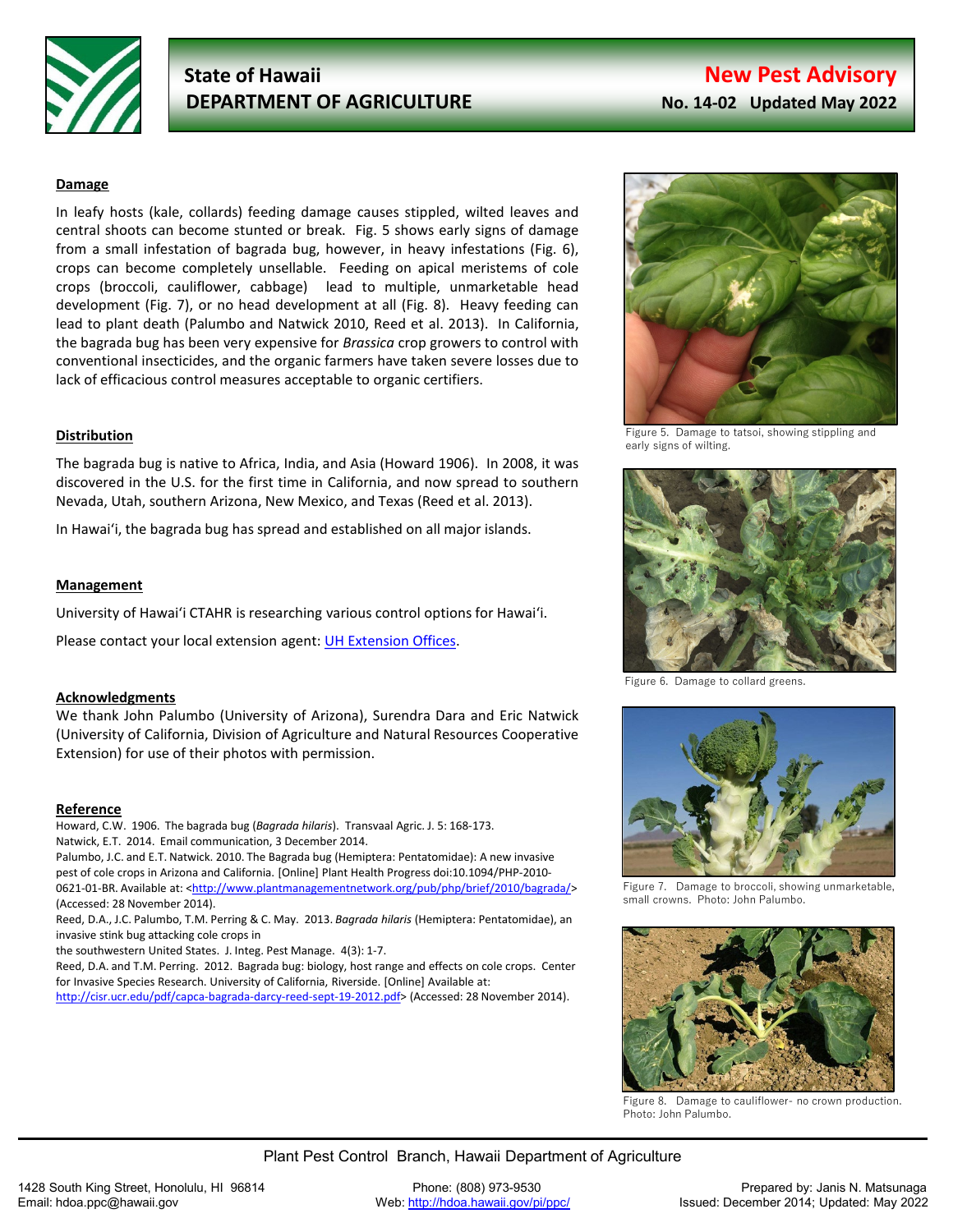## Damage

In leafy hosts (kale, collards) feeding damage causes stippled, wilted leaves and central shoots can become stunted or break. Fig. 5 shows early signs of damage from a small infestation of bagrada bug, however, in heavy infestations (Fig. 6), crops can become completely unsellable. Feeding on apical meristems of cole crops (broccoli, cauliflower, cabbage) lead to multiple, unmarketable head development (Fig. 7), or no head development at all (Fig. 8). Heavy feeding can lead to plant death (Palumbo and Natwick 2010, Reed et al. 2013). In California, the bagrada bug has been very expensive for *Brassica* crop growers to control with conventional insecticides, and the organic farmers have taken severe losses due to lack of efficacious control measures acceptable to organic certifiers.

Figure 5. Damage to tatsoi, showing stippling and early signs of wilting.

Figure 6. Damage to collard greens.

Figure 7. Damage to broccoli, showing unmarketable, small crowns. Photo: John Palumbo.

Figure 8. Damage to cauliflower- no crown production. Photo: John Palumbo.

## Distribution

The bagrada bug is native to Africa, India, and Asia (Howard 1906). In 2008, it was discovered in the U.S. for the first time in California, and now spread to southern Nevada, Utah, southern Arizona, New Mexico, and Texas (Reed et al. 2013).

In Hawaiʻi, the bagrada bug has spread and established on all major islands.

## Management

University of Hawaiʻi CTAHR is researching various control options for Hawaiʻi.

Please contact your local extension agent: UH Extension Offices.

## Acknowledgments

We thank John Palumbo (University of Arizona), Surendra Dara and Eric Natwick (University of California, Division of Agriculture and Natural Resources Cooperative Extension) for use of their photos with permission.

## Reference

Howard, C.W. 1906. The bagrada bug (*Bagrada hilaris*). Transvaal Agric. J. 5: 168-173.

Natwick, E.T. 2014. Email communication, 3 December 2014.

Palumbo, J.C. and E.T. Natwick. 2010. The Bagrada bug (Hemiptera: Pentatomidae): A new invasive pest of cole crops in Arizona and California. [Online] Plant Health Progress doi:10.1094/PHP-2010-0621-01-BR. Available at: <http://www.plantmanagementnetwork.org/pub/php/brief/2010/bagrada/> (Accessed: 28 November 2014).

Reed, D.A., J.C. Palumbo, T.M. Perring & C. May. 2013. *Bagrada hilaris* (Hemiptera: Pentatomidae), an invasive stink bug attacking cole crops in the southwestern United States. J. Integ. Pest Manage. 4(3): 1-7.

Reed, D.A. and T.M. Perring. 2012. Bagrada bug: biology, host range and effects on cole crops. Center for Invasive Species Research. University of California, Riverside. [Online] Available at: http://cisr.ucr.edu/pdf/capca-bagrada-darcy-reed-sept-19-2012.pdf> (Accessed: 28 November 2014).

Plant Pest Control Branch, Hawaii Department of Agriculture

1428 South King Street, Honolulu, HI 96814
Email: hdoa.ppc@hawaii.gov

Phone: (808) 973-9530
Web: http://hdoa.hawaii.gov/pi/ppc/

Prepared by: Janis N. Matsunaga
Issued: December 2014; Updated: May 2022